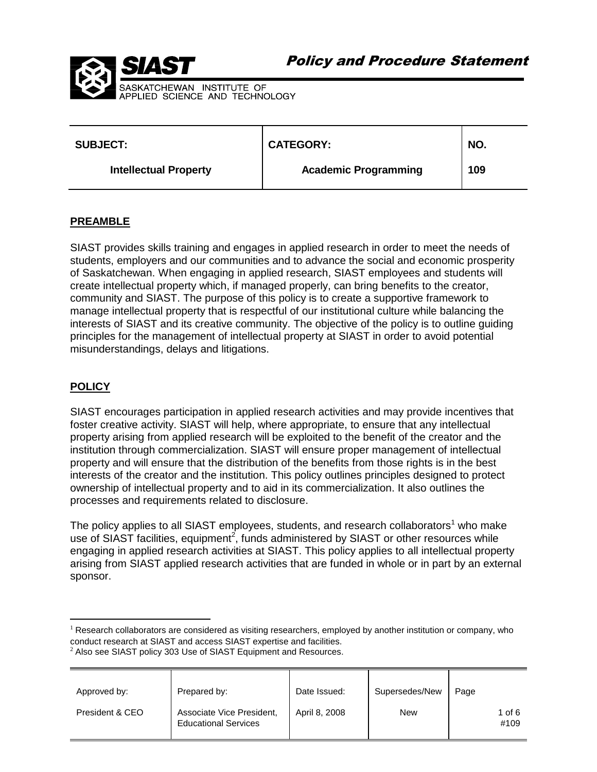# Policy and Procedure Statement

SIAST
SASKATCHEWAN INSTITUTE OF APPLIED SCIENCE AND TECHNOLOGY

| SUBJECT: | CATEGORY: | NO. |
| --- | --- | --- |
| Intellectual Property | Academic Programming | 109 |

## PREAMBLE

SIAST provides skills training and engages in applied research in order to meet the needs of students, employers and our communities and to advance the social and economic prosperity of Saskatchewan. When engaging in applied research, SIAST employees and students will create intellectual property which, if managed properly, can bring benefits to the creator, community and SIAST. The purpose of this policy is to create a supportive framework to manage intellectual property that is respectful of our institutional culture while balancing the interests of SIAST and its creative community. The objective of the policy is to outline guiding principles for the management of intellectual property at SIAST in order to avoid potential misunderstandings, delays and litigations.

## POLICY

SIAST encourages participation in applied research activities and may provide incentives that foster creative activity. SIAST will help, where appropriate, to ensure that any intellectual property arising from applied research will be exploited to the benefit of the creator and the institution through commercialization. SIAST will ensure proper management of intellectual property and will ensure that the distribution of the benefits from those rights is in the best interests of the creator and the institution. This policy outlines principles designed to protect ownership of intellectual property and to aid in its commercialization. It also outlines the processes and requirements related to disclosure.

The policy applies to all SIAST employees, students, and research collaborators[1] who make use of SIAST facilities, equipment[2], funds administered by SIAST or other resources while engaging in applied research activities at SIAST. This policy applies to all intellectual property arising from SIAST applied research activities that are funded in whole or in part by an external sponsor.

[1] Research collaborators are considered as visiting researchers, employed by another institution or company, who conduct research at SIAST and access SIAST expertise and facilities.

[2] Also see SIAST policy 303 Use of SIAST Equipment and Resources.

| Approved by: | Prepared by: | Date Issued: | Supersedes/New |
| --- | --- | --- | --- |
| President & CEO | Associate Vice President, Educational Services | April 8, 2008 | New |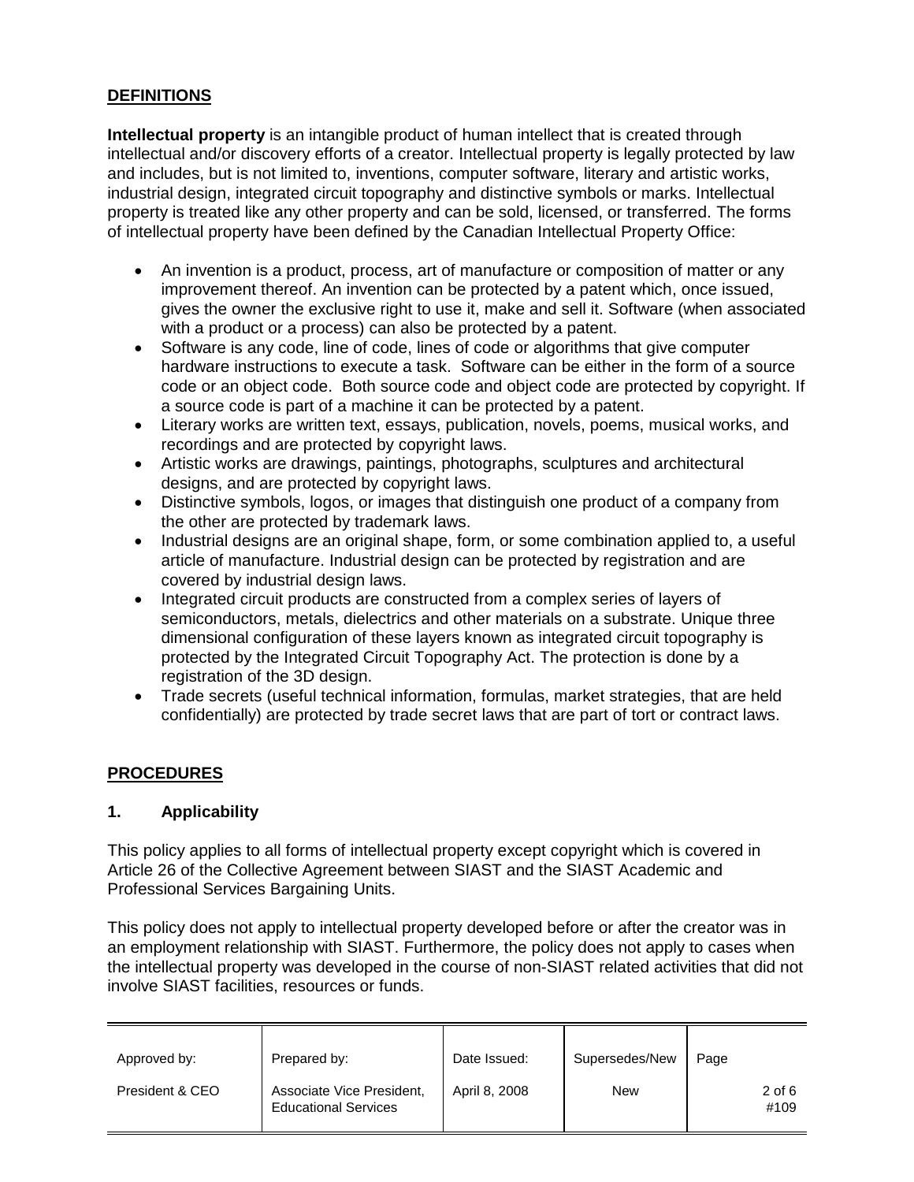**DEFINITIONS**

**Intellectual property** is an intangible product of human intellect that is created through intellectual and/or discovery efforts of a creator. Intellectual property is legally protected by law and includes, but is not limited to, inventions, computer software, literary and artistic works, industrial design, integrated circuit topography and distinctive symbols or marks. Intellectual property is treated like any other property and can be sold, licensed, or transferred. The forms of intellectual property have been defined by the Canadian Intellectual Property Office:

- An invention is a product, process, art of manufacture or composition of matter or any improvement thereof. An invention can be protected by a patent which, once issued, gives the owner the exclusive right to use it, make and sell it. Software (when associated with a product or a process) can also be protected by a patent.
- Software is any code, line of code, lines of code or algorithms that give computer hardware instructions to execute a task. Software can be either in the form of a source code or an object code. Both source code and object code are protected by copyright. If a source code is part of a machine it can be protected by a patent.
- Literary works are written text, essays, publication, novels, poems, musical works, and recordings and are protected by copyright laws.
- Artistic works are drawings, paintings, photographs, sculptures and architectural designs, and are protected by copyright laws.
- Distinctive symbols, logos, or images that distinguish one product of a company from the other are protected by trademark laws.
- Industrial designs are an original shape, form, or some combination applied to, a useful article of manufacture. Industrial design can be protected by registration and are covered by industrial design laws.
- Integrated circuit products are constructed from a complex series of layers of semiconductors, metals, dielectrics and other materials on a substrate. Unique three dimensional configuration of these layers known as integrated circuit topography is protected by the Integrated Circuit Topography Act. The protection is done by a registration of the 3D design.
- Trade secrets (useful technical information, formulas, market strategies, that are held confidentially) are protected by trade secret laws that are part of tort or contract laws.

**PROCEDURES**

**1. Applicability**

This policy applies to all forms of intellectual property except copyright which is covered in Article 26 of the Collective Agreement between SIAST and the SIAST Academic and Professional Services Bargaining Units.

This policy does not apply to intellectual property developed before or after the creator was in an employment relationship with SIAST. Furthermore, the policy does not apply to cases when the intellectual property was developed in the course of non-SIAST related activities that did not involve SIAST facilities, resources or funds.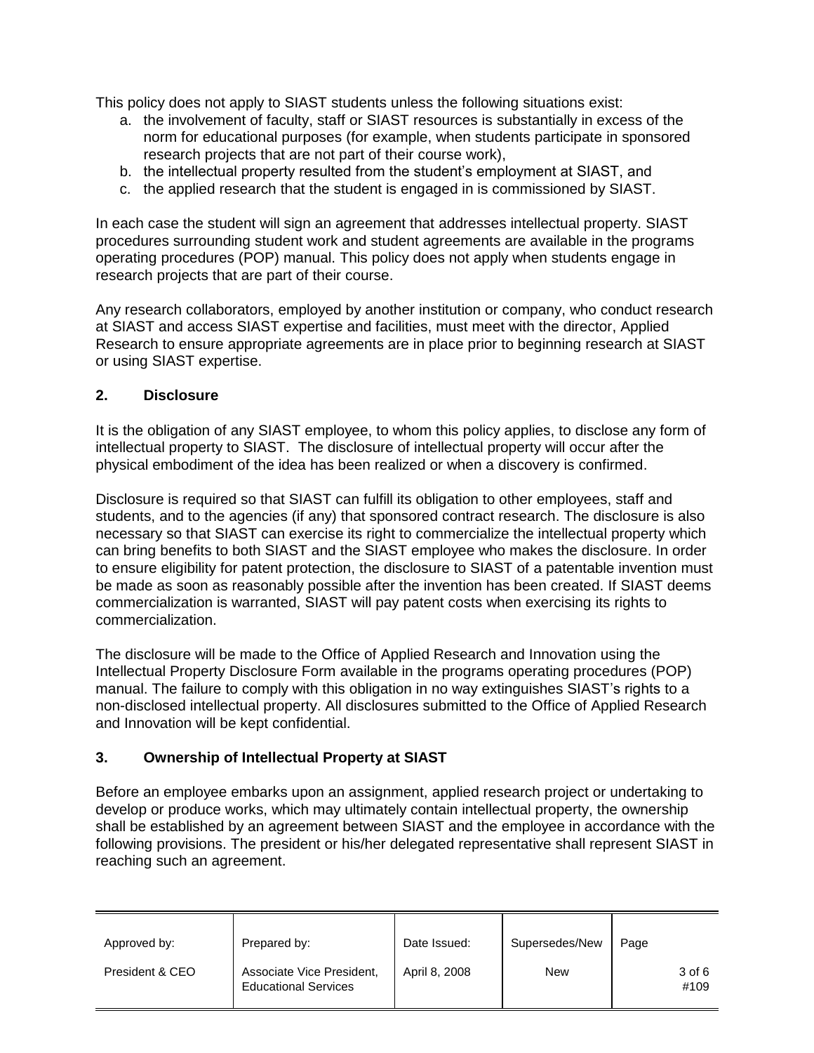This policy does not apply to SIAST students unless the following situations exist:

a. the involvement of faculty, staff or SIAST resources is substantially in excess of the norm for educational purposes (for example, when students participate in sponsored research projects that are not part of their course work),
b. the intellectual property resulted from the student's employment at SIAST, and
c. the applied research that the student is engaged in is commissioned by SIAST.

In each case the student will sign an agreement that addresses intellectual property. SIAST procedures surrounding student work and student agreements are available in the programs operating procedures (POP) manual. This policy does not apply when students engage in research projects that are part of their course.

Any research collaborators, employed by another institution or company, who conduct research at SIAST and access SIAST expertise and facilities, must meet with the director, Applied Research to ensure appropriate agreements are in place prior to beginning research at SIAST or using SIAST expertise.

## 2. Disclosure

It is the obligation of any SIAST employee, to whom this policy applies, to disclose any form of intellectual property to SIAST. The disclosure of intellectual property will occur after the physical embodiment of the idea has been realized or when a discovery is confirmed.

Disclosure is required so that SIAST can fulfill its obligation to other employees, staff and students, and to the agencies (if any) that sponsored contract research. The disclosure is also necessary so that SIAST can exercise its right to commercialize the intellectual property which can bring benefits to both SIAST and the SIAST employee who makes the disclosure. In order to ensure eligibility for patent protection, the disclosure to SIAST of a patentable invention must be made as soon as reasonably possible after the invention has been created. If SIAST deems commercialization is warranted, SIAST will pay patent costs when exercising its rights to commercialization.

The disclosure will be made to the Office of Applied Research and Innovation using the Intellectual Property Disclosure Form available in the programs operating procedures (POP) manual. The failure to comply with this obligation in no way extinguishes SIAST's rights to a non-disclosed intellectual property. All disclosures submitted to the Office of Applied Research and Innovation will be kept confidential.

## 3. Ownership of Intellectual Property at SIAST

Before an employee embarks upon an assignment, applied research project or undertaking to develop or produce works, which may ultimately contain intellectual property, the ownership shall be established by an agreement between SIAST and the employee in accordance with the following provisions. The president or his/her delegated representative shall represent SIAST in reaching such an agreement.

| Approved by: | Prepared by: | Date Issued: | Supersedes/New | Page |
|---|---|---|---|---|
| President & CEO | Associate Vice President, Educational Services | April 8, 2008 | New | 3 of 6 #109 |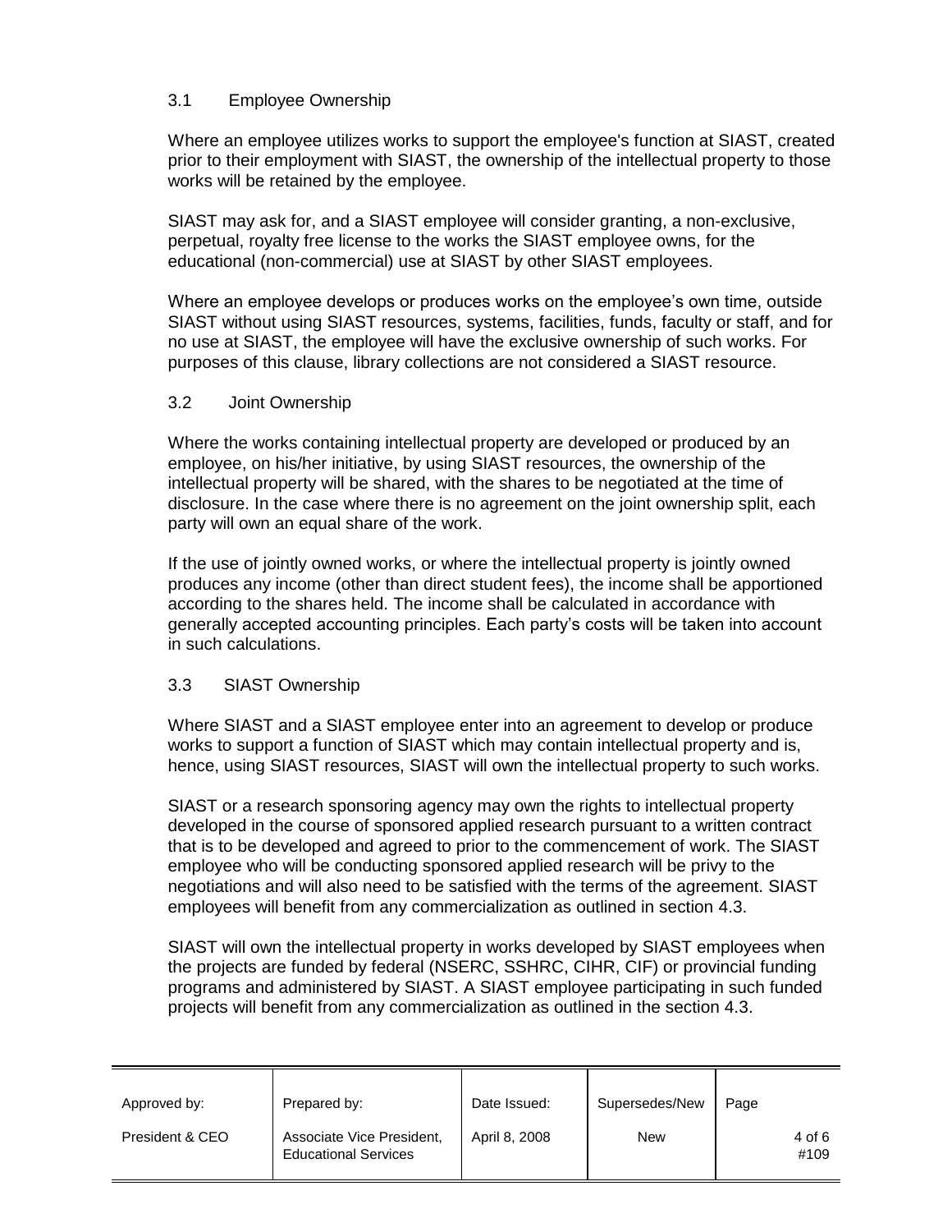### 3.1 Employee Ownership

Where an employee utilizes works to support the employee's function at SIAST, created prior to their employment with SIAST, the ownership of the intellectual property to those works will be retained by the employee.

SIAST may ask for, and a SIAST employee will consider granting, a non-exclusive, perpetual, royalty free license to the works the SIAST employee owns, for the educational (non-commercial) use at SIAST by other SIAST employees.

Where an employee develops or produces works on the employee's own time, outside SIAST without using SIAST resources, systems, facilities, funds, faculty or staff, and for no use at SIAST, the employee will have the exclusive ownership of such works. For purposes of this clause, library collections are not considered a SIAST resource.

### 3.2 Joint Ownership

Where the works containing intellectual property are developed or produced by an employee, on his/her initiative, by using SIAST resources, the ownership of the intellectual property will be shared, with the shares to be negotiated at the time of disclosure. In the case where there is no agreement on the joint ownership split, each party will own an equal share of the work.

If the use of jointly owned works, or where the intellectual property is jointly owned produces any income (other than direct student fees), the income shall be apportioned according to the shares held. The income shall be calculated in accordance with generally accepted accounting principles. Each party's costs will be taken into account in such calculations.

### 3.3 SIAST Ownership

Where SIAST and a SIAST employee enter into an agreement to develop or produce works to support a function of SIAST which may contain intellectual property and is, hence, using SIAST resources, SIAST will own the intellectual property to such works.

SIAST or a research sponsoring agency may own the rights to intellectual property developed in the course of sponsored applied research pursuant to a written contract that is to be developed and agreed to prior to the commencement of work. The SIAST employee who will be conducting sponsored applied research will be privy to the negotiations and will also need to be satisfied with the terms of the agreement. SIAST employees will benefit from any commercialization as outlined in section 4.3.

SIAST will own the intellectual property in works developed by SIAST employees when the projects are funded by federal (NSERC, SSHRC, CIHR, CIF) or provincial funding programs and administered by SIAST. A SIAST employee participating in such funded projects will benefit from any commercialization as outlined in the section 4.3.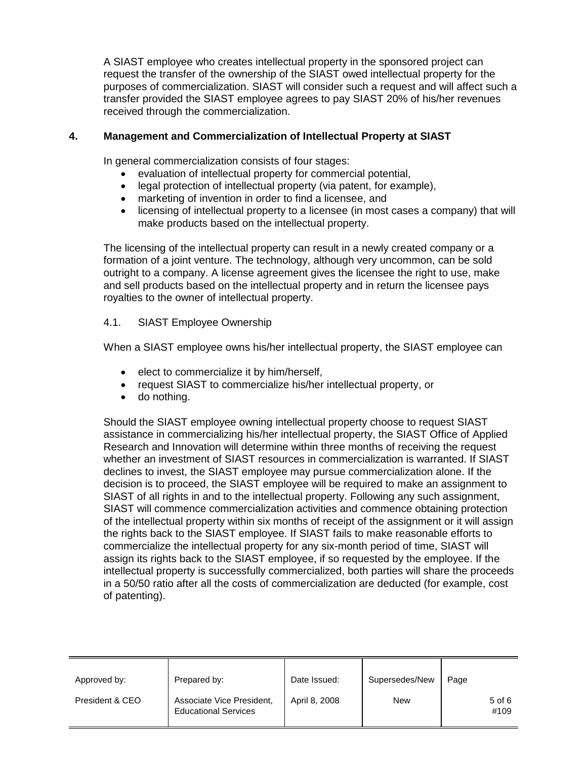A SIAST employee who creates intellectual property in the sponsored project can request the transfer of the ownership of the SIAST owed intellectual property for the purposes of commercialization. SIAST will consider such a request and will affect such a transfer provided the SIAST employee agrees to pay SIAST 20% of his/her revenues received through the commercialization.

## 4. Management and Commercialization of Intellectual Property at SIAST

In general commercialization consists of four stages:

- evaluation of intellectual property for commercial potential,
- legal protection of intellectual property (via patent, for example),
- marketing of invention in order to find a licensee, and
- licensing of intellectual property to a licensee (in most cases a company) that will make products based on the intellectual property.

The licensing of the intellectual property can result in a newly created company or a formation of a joint venture. The technology, although very uncommon, can be sold outright to a company. A license agreement gives the licensee the right to use, make and sell products based on the intellectual property and in return the licensee pays royalties to the owner of intellectual property.

### 4.1. SIAST Employee Ownership

When a SIAST employee owns his/her intellectual property, the SIAST employee can

- elect to commercialize it by him/herself,
- request SIAST to commercialize his/her intellectual property, or
- do nothing.

Should the SIAST employee owning intellectual property choose to request SIAST assistance in commercializing his/her intellectual property, the SIAST Office of Applied Research and Innovation will determine within three months of receiving the request whether an investment of SIAST resources in commercialization is warranted. If SIAST declines to invest, the SIAST employee may pursue commercialization alone. If the decision is to proceed, the SIAST employee will be required to make an assignment to SIAST of all rights in and to the intellectual property. Following any such assignment, SIAST will commence commercialization activities and commence obtaining protection of the intellectual property within six months of receipt of the assignment or it will assign the rights back to the SIAST employee. If SIAST fails to make reasonable efforts to commercialize the intellectual property for any six-month period of time, SIAST will assign its rights back to the SIAST employee, if so requested by the employee. If the intellectual property is successfully commercialized, both parties will share the proceeds in a 50/50 ratio after all the costs of commercialization are deducted (for example, cost of patenting).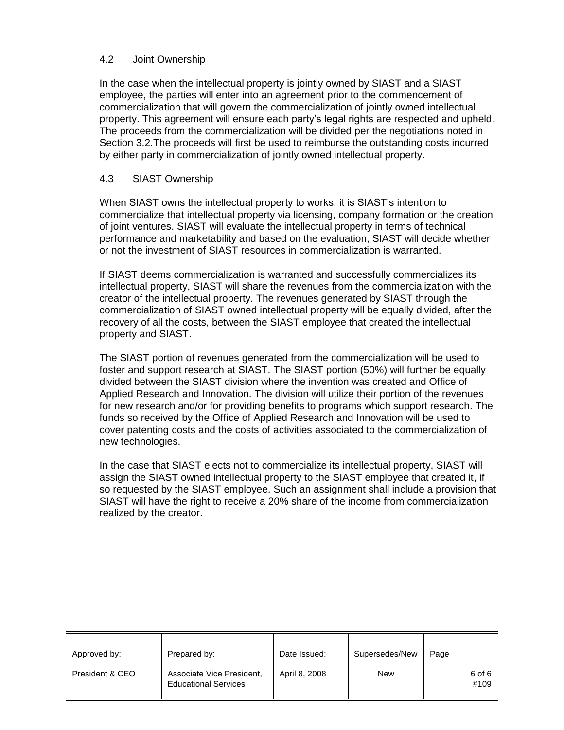### 4.2 Joint Ownership

In the case when the intellectual property is jointly owned by SIAST and a SIAST employee, the parties will enter into an agreement prior to the commencement of commercialization that will govern the commercialization of jointly owned intellectual property. This agreement will ensure each party's legal rights are respected and upheld. The proceeds from the commercialization will be divided per the negotiations noted in Section 3.2.The proceeds will first be used to reimburse the outstanding costs incurred by either party in commercialization of jointly owned intellectual property.

### 4.3 SIAST Ownership

When SIAST owns the intellectual property to works, it is SIAST's intention to commercialize that intellectual property via licensing, company formation or the creation of joint ventures. SIAST will evaluate the intellectual property in terms of technical performance and marketability and based on the evaluation, SIAST will decide whether or not the investment of SIAST resources in commercialization is warranted.

If SIAST deems commercialization is warranted and successfully commercializes its intellectual property, SIAST will share the revenues from the commercialization with the creator of the intellectual property. The revenues generated by SIAST through the commercialization of SIAST owned intellectual property will be equally divided, after the recovery of all the costs, between the SIAST employee that created the intellectual property and SIAST.

The SIAST portion of revenues generated from the commercialization will be used to foster and support research at SIAST. The SIAST portion (50%) will further be equally divided between the SIAST division where the invention was created and Office of Applied Research and Innovation. The division will utilize their portion of the revenues for new research and/or for providing benefits to programs which support research. The funds so received by the Office of Applied Research and Innovation will be used to cover patenting costs and the costs of activities associated to the commercialization of new technologies.

In the case that SIAST elects not to commercialize its intellectual property, SIAST will assign the SIAST owned intellectual property to the SIAST employee that created it, if so requested by the SIAST employee. Such an assignment shall include a provision that SIAST will have the right to receive a 20% share of the income from commercialization realized by the creator.

| Approved by: | Prepared by: | Date Issued: | Supersedes/New | Page |
|---|---|---|---|---|
| President & CEO | Associate Vice President, Educational Services | April 8, 2008 | New | 6 of 6 #109 |